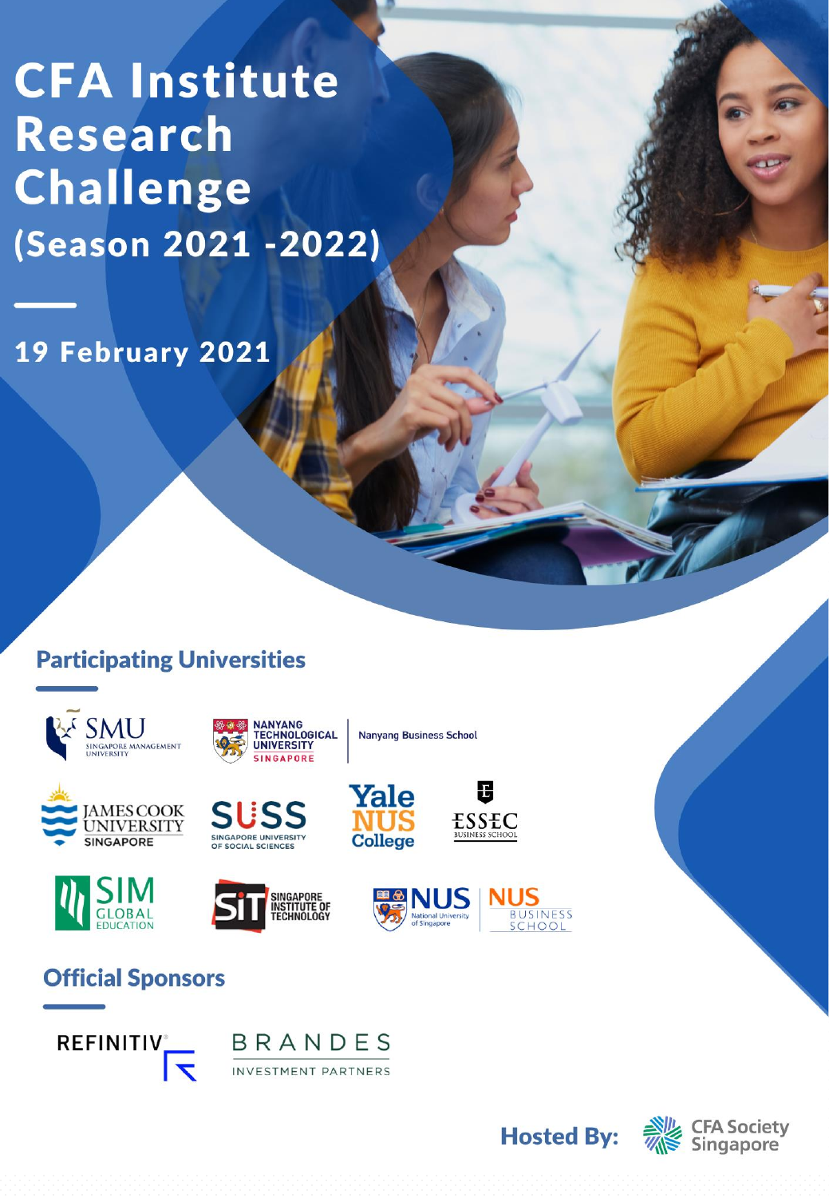# CFA Institute Research Challenge (Season 2021 -2022)

19 February 2021

## Participating Universities

SMU Singapore Management University

Nanyang Technological University Singapore | Nanyang Business School

James Cook University Singapore

SUSS Singapore University of Social Sciences

Yale NUS College

ESSEC Business School

SIM Global Education

SIT Singapore Institute of Technology

NUS National University of Singapore | NUS Business School

## Official Sponsors

REFINITIV

BRANDES INVESTMENT PARTNERS

**Hosted By:** CFA Society Singapore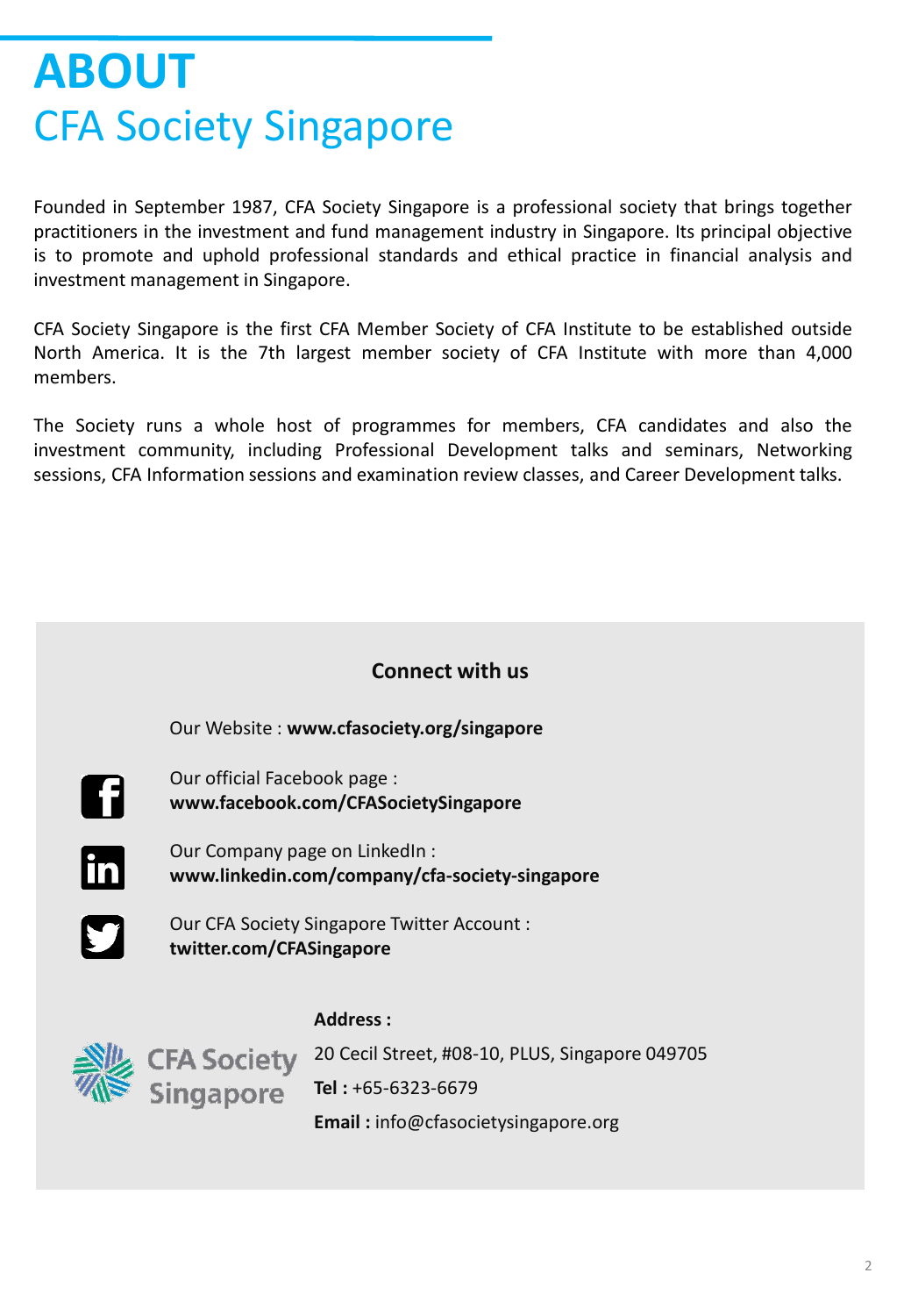# ABOUT

## CFA Society Singapore

Founded in September 1987, CFA Society Singapore is a professional society that brings together practitioners in the investment and fund management industry in Singapore. Its principal objective is to promote and uphold professional standards and ethical practice in financial analysis and investment management in Singapore.

CFA Society Singapore is the first CFA Member Society of CFA Institute to be established outside North America. It is the 7th largest member society of CFA Institute with more than 4,000 members.

The Society runs a whole host of programmes for members, CFA candidates and also the investment community, including Professional Development talks and seminars, Networking sessions, CFA Information sessions and examination review classes, and Career Development talks.

### Connect with us

Our Website : **www.cfasociety.org/singapore**

Our official Facebook page :
**www.facebook.com/CFASocietySingapore**

Our Company page on LinkedIn :
**www.linkedin.com/company/cfa-society-singapore**

Our CFA Society Singapore Twitter Account :
**twitter.com/CFASingapore**

CFA Society Singapore

**Address :**
20 Cecil Street, #08-10, PLUS, Singapore 049705

**Tel :** +65-6323-6679

**Email :** info@cfasocietysingapore.org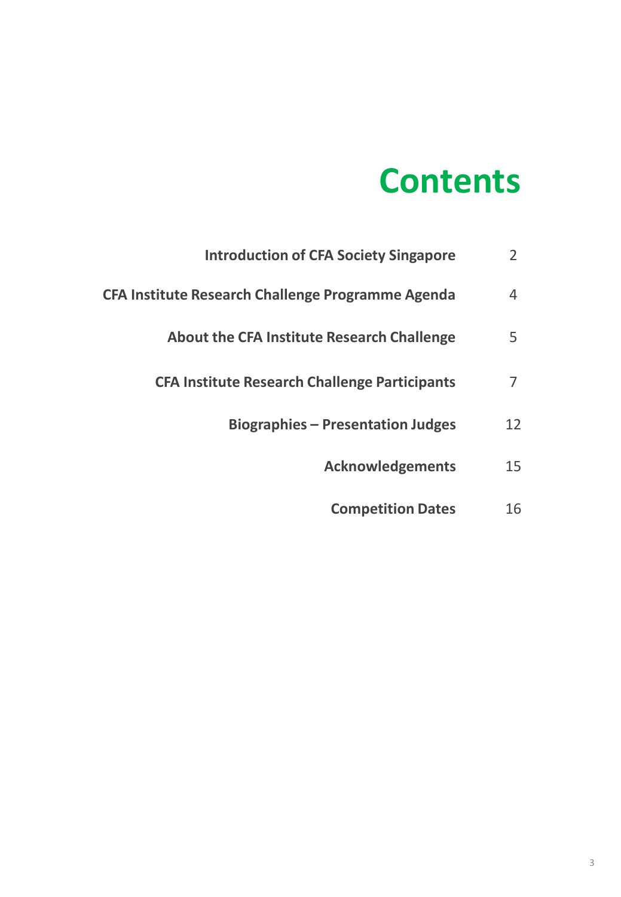# Contents

| | |
|---|---|
| **Introduction of CFA Society Singapore** | 2 |
| **CFA Institute Research Challenge Programme Agenda** | 4 |
| **About the CFA Institute Research Challenge** | 5 |
| **CFA Institute Research Challenge Participants** | 7 |
| **Biographies – Presentation Judges** | 12 |
| **Acknowledgements** | 15 |
| **Competition Dates** | 16 |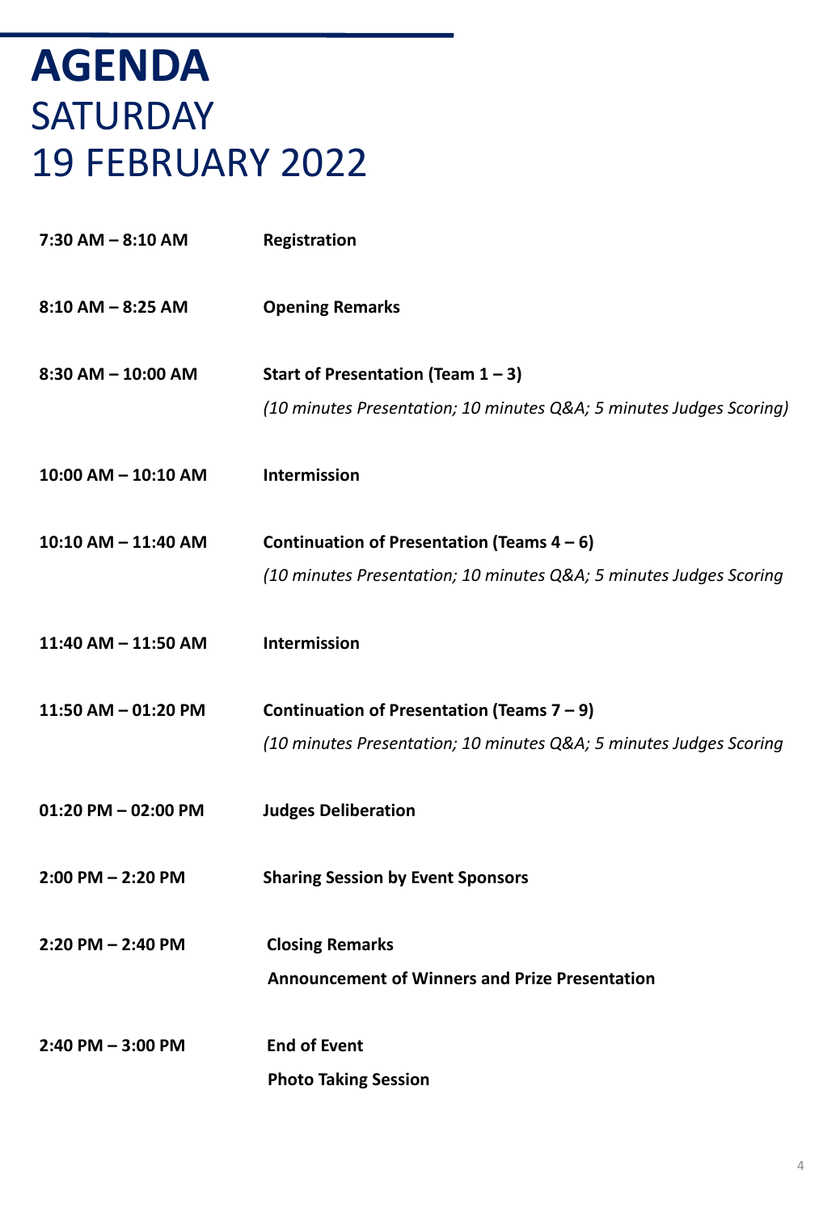# AGENDA

## SATURDAY
## 19 FEBRUARY 2022

| | |
|---|---|
| **7:30 AM – 8:10 AM** | **Registration** |
| **8:10 AM – 8:25 AM** | **Opening Remarks** |
| **8:30 AM – 10:00 AM** | **Start of Presentation (Team 1 – 3)**<br>*(10 minutes Presentation; 10 minutes Q&A; 5 minutes Judges Scoring)* |
| **10:00 AM – 10:10 AM** | **Intermission** |
| **10:10 AM – 11:40 AM** | **Continuation of Presentation (Teams 4 – 6)**<br>*(10 minutes Presentation; 10 minutes Q&A; 5 minutes Judges Scoring* |
| **11:40 AM – 11:50 AM** | **Intermission** |
| **11:50 AM – 01:20 PM** | **Continuation of Presentation (Teams 7 – 9)**<br>*(10 minutes Presentation; 10 minutes Q&A; 5 minutes Judges Scoring* |
| **01:20 PM – 02:00 PM** | **Judges Deliberation** |
| **2:00 PM – 2:20 PM** | **Sharing Session by Event Sponsors** |
| **2:20 PM – 2:40 PM** | **Closing Remarks**<br>**Announcement of Winners and Prize Presentation** |
| **2:40 PM – 3:00 PM** | **End of Event**<br>**Photo Taking Session** |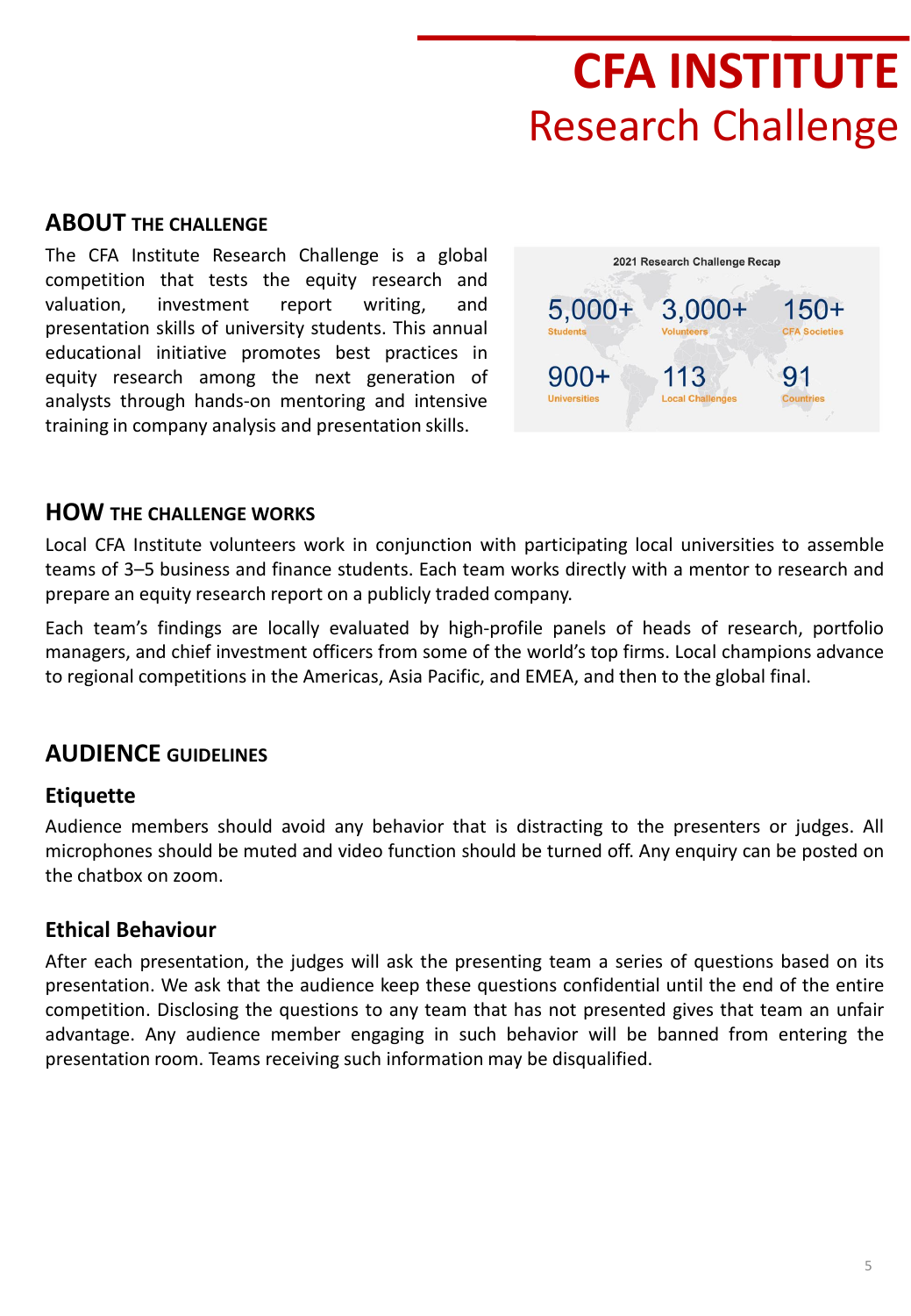# CFA INSTITUTE
## Research Challenge

## ABOUT THE CHALLENGE

The CFA Institute Research Challenge is a global competition that tests the equity research and valuation, investment report writing, and presentation skills of university students. This annual educational initiative promotes best practices in equity research among the next generation of analysts through hands-on mentoring and intensive training in company analysis and presentation skills.

2021 Research Challenge Recap

5,000+
Students

3,000+
Volunteers

150+
CFA Societies

900+
Universities

113
Local Challenges

91
Countries

## HOW THE CHALLENGE WORKS

Local CFA Institute volunteers work in conjunction with participating local universities to assemble teams of 3–5 business and finance students. Each team works directly with a mentor to research and prepare an equity research report on a publicly traded company.

Each team's findings are locally evaluated by high-profile panels of heads of research, portfolio managers, and chief investment officers from some of the world's top firms. Local champions advance to regional competitions in the Americas, Asia Pacific, and EMEA, and then to the global final.

## AUDIENCE GUIDELINES

### Etiquette

Audience members should avoid any behavior that is distracting to the presenters or judges. All microphones should be muted and video function should be turned off. Any enquiry can be posted on the chatbox on zoom.

### Ethical Behaviour

After each presentation, the judges will ask the presenting team a series of questions based on its presentation. We ask that the audience keep these questions confidential until the end of the entire competition. Disclosing the questions to any team that has not presented gives that team an unfair advantage. Any audience member engaging in such behavior will be banned from entering the presentation room. Teams receiving such information may be disqualified.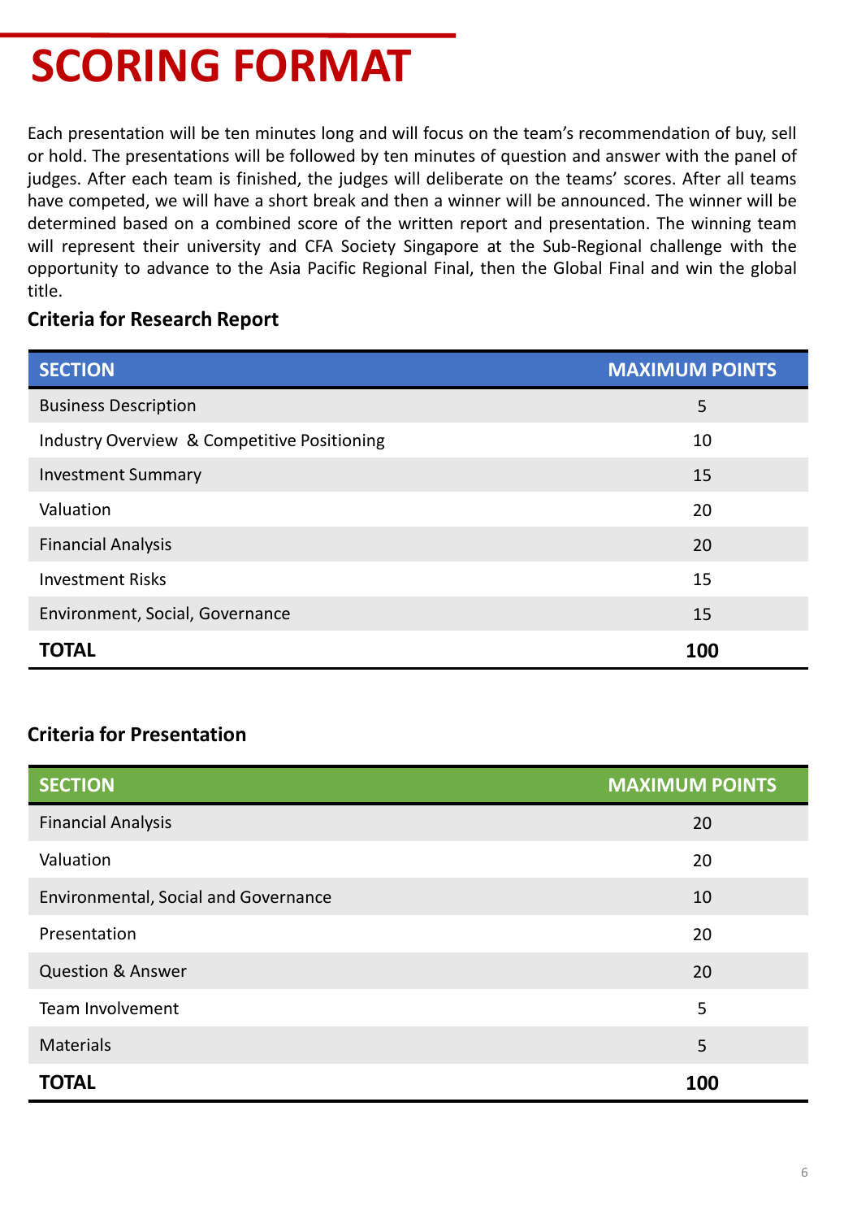# SCORING FORMAT

Each presentation will be ten minutes long and will focus on the team's recommendation of buy, sell or hold. The presentations will be followed by ten minutes of question and answer with the panel of judges. After each team is finished, the judges will deliberate on the teams' scores. After all teams have competed, we will have a short break and then a winner will be announced. The winner will be determined based on a combined score of the written report and presentation. The winning team will represent their university and CFA Society Singapore at the Sub-Regional challenge with the opportunity to advance to the Asia Pacific Regional Final, then the Global Final and win the global title.

### Criteria for Research Report

| SECTION | MAXIMUM POINTS |
|---|---|
| Business Description | 5 |
| Industry Overview & Competitive Positioning | 10 |
| Investment Summary | 15 |
| Valuation | 20 |
| Financial Analysis | 20 |
| Investment Risks | 15 |
| Environment, Social, Governance | 15 |
| **TOTAL** | **100** |

### Criteria for Presentation

| SECTION | MAXIMUM POINTS |
|---|---|
| Financial Analysis | 20 |
| Valuation | 20 |
| Environmental, Social and Governance | 10 |
| Presentation | 20 |
| Question & Answer | 20 |
| Team Involvement | 5 |
| Materials | 5 |
| **TOTAL** | **100** |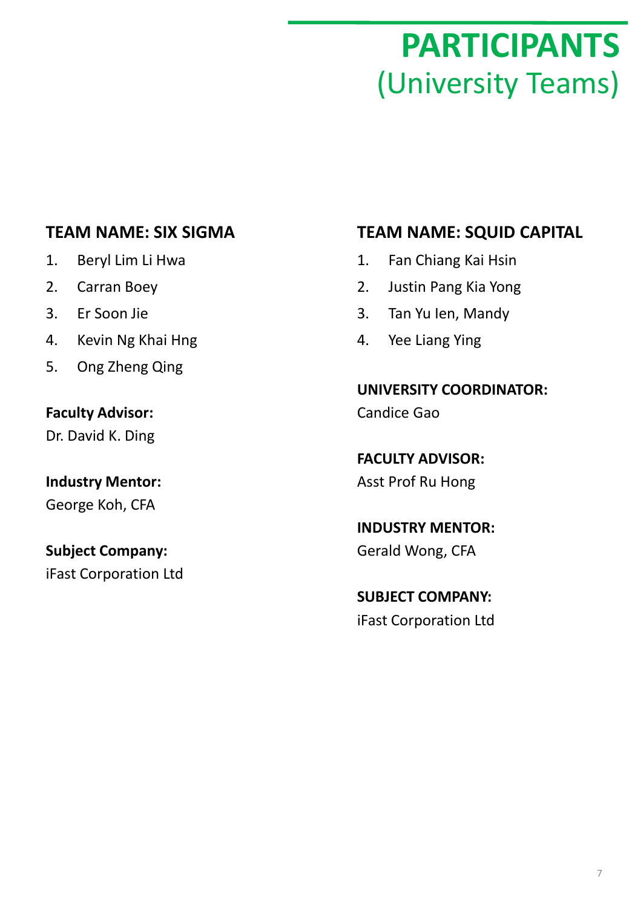# PARTICIPANTS
## (University Teams)

### TEAM NAME: SIX SIGMA

1. Beryl Lim Li Hwa
2. Carran Boey
3. Er Soon Jie
4. Kevin Ng Khai Hng
5. Ong Zheng Qing

**Faculty Advisor:**
Dr. David K. Ding

**Industry Mentor:**
George Koh, CFA

**Subject Company:**
iFast Corporation Ltd

### TEAM NAME: SQUID CAPITAL

1. Fan Chiang Kai Hsin
2. Justin Pang Kia Yong
3. Tan Yu Ien, Mandy
4. Yee Liang Ying

**UNIVERSITY COORDINATOR:**
Candice Gao

**FACULTY ADVISOR:**
Asst Prof Ru Hong

**INDUSTRY MENTOR:**
Gerald Wong, CFA

**SUBJECT COMPANY:**
iFast Corporation Ltd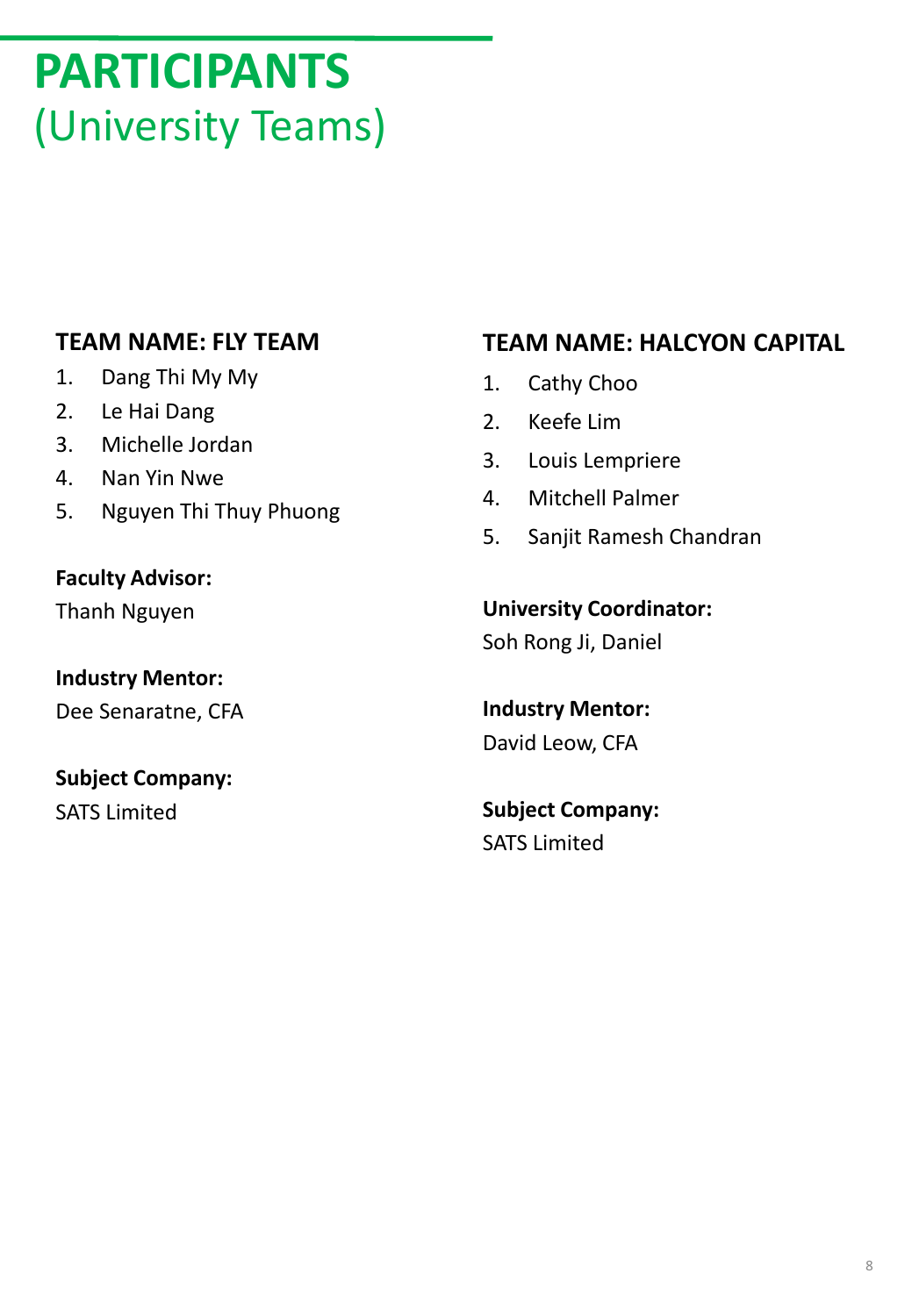# PARTICIPANTS
## (University Teams)

### TEAM NAME: FLY TEAM

1. Dang Thi My My
2. Le Hai Dang
3. Michelle Jordan
4. Nan Yin Nwe
5. Nguyen Thi Thuy Phuong

**Faculty Advisor:**
Thanh Nguyen

**Industry Mentor:**
Dee Senaratne, CFA

**Subject Company:**
SATS Limited

### TEAM NAME: HALCYON CAPITAL

1. Cathy Choo
2. Keefe Lim
3. Louis Lempriere
4. Mitchell Palmer
5. Sanjit Ramesh Chandran

**University Coordinator:**
Soh Rong Ji, Daniel

**Industry Mentor:**
David Leow, CFA

**Subject Company:**
SATS Limited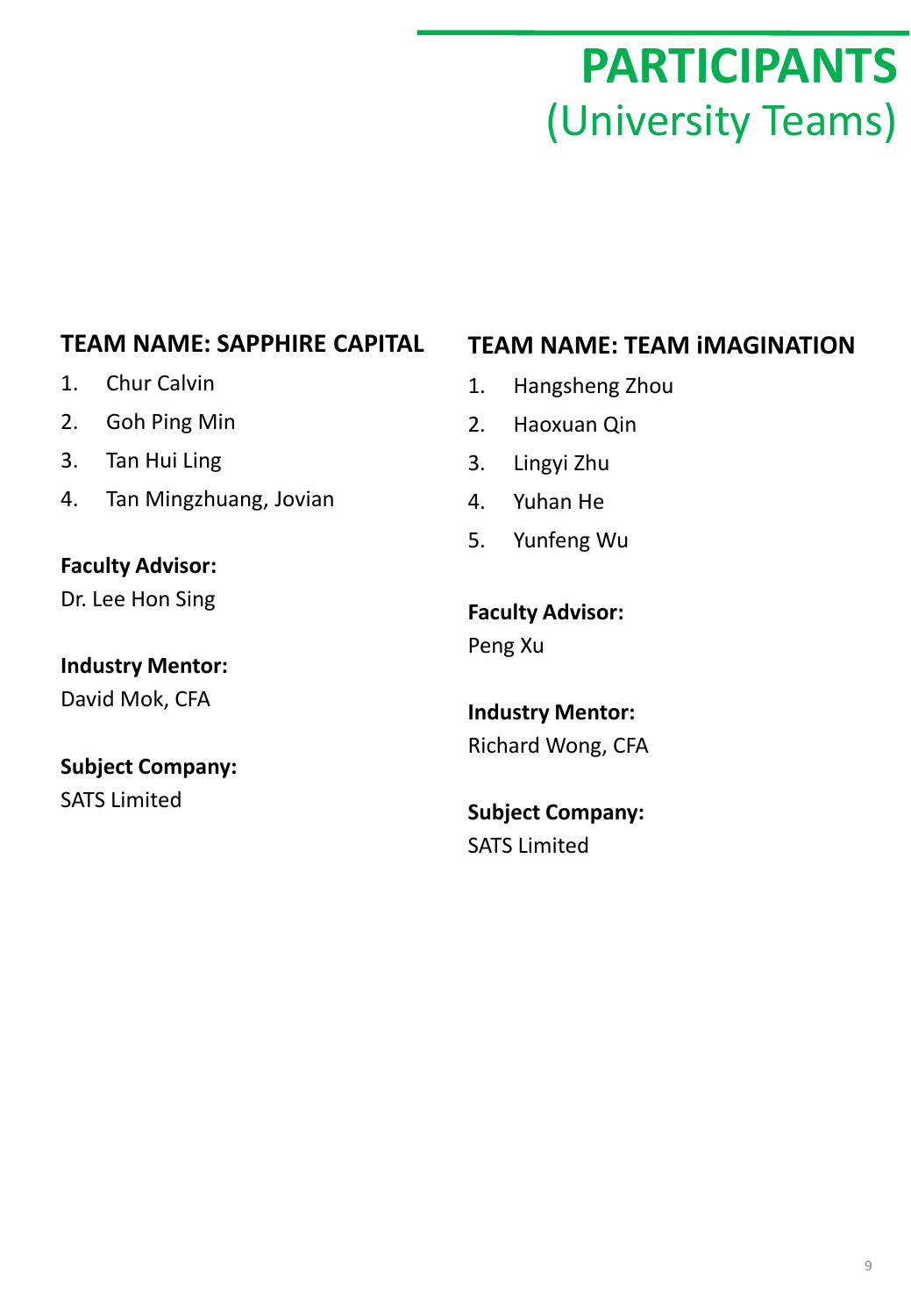# PARTICIPANTS
## (University Teams)

### TEAM NAME: SAPPHIRE CAPITAL

1. Chur Calvin
2. Goh Ping Min
3. Tan Hui Ling
4. Tan Mingzhuang, Jovian

**Faculty Advisor:**
Dr. Lee Hon Sing

**Industry Mentor:**
David Mok, CFA

**Subject Company:**
SATS Limited

### TEAM NAME: TEAM iMAGINATION

1. Hangsheng Zhou
2. Haoxuan Qin
3. Lingyi Zhu
4. Yuhan He
5. Yunfeng Wu

**Faculty Advisor:**
Peng Xu

**Industry Mentor:**
Richard Wong, CFA

**Subject Company:**
SATS Limited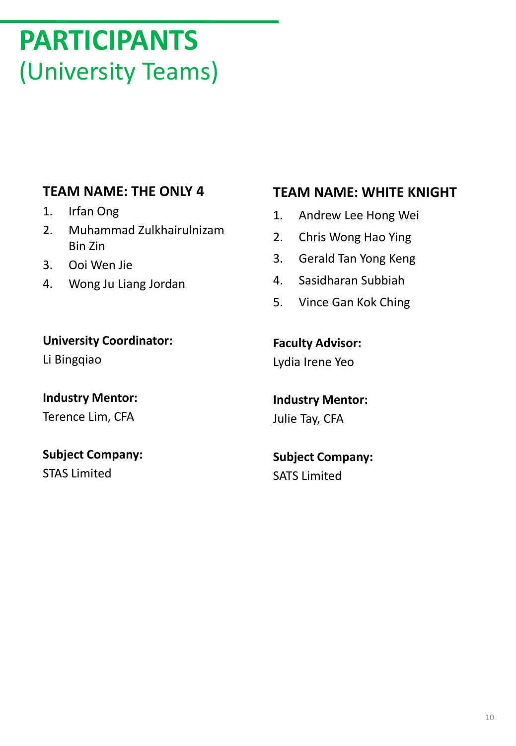# PARTICIPANTS
(University Teams)

### TEAM NAME: THE ONLY 4

1. Irfan Ong
2. Muhammad Zulkhairulnizam Bin Zin
3. Ooi Wen Jie
4. Wong Ju Liang Jordan

**University Coordinator:**
Li Bingqiao

**Industry Mentor:**
Terence Lim, CFA

**Subject Company:**
STAS Limited

### TEAM NAME: WHITE KNIGHT

1. Andrew Lee Hong Wei
2. Chris Wong Hao Ying
3. Gerald Tan Yong Keng
4. Sasidharan Subbiah
5. Vince Gan Kok Ching

**Faculty Advisor:**
Lydia Irene Yeo

**Industry Mentor:**
Julie Tay, CFA

**Subject Company:**
SATS Limited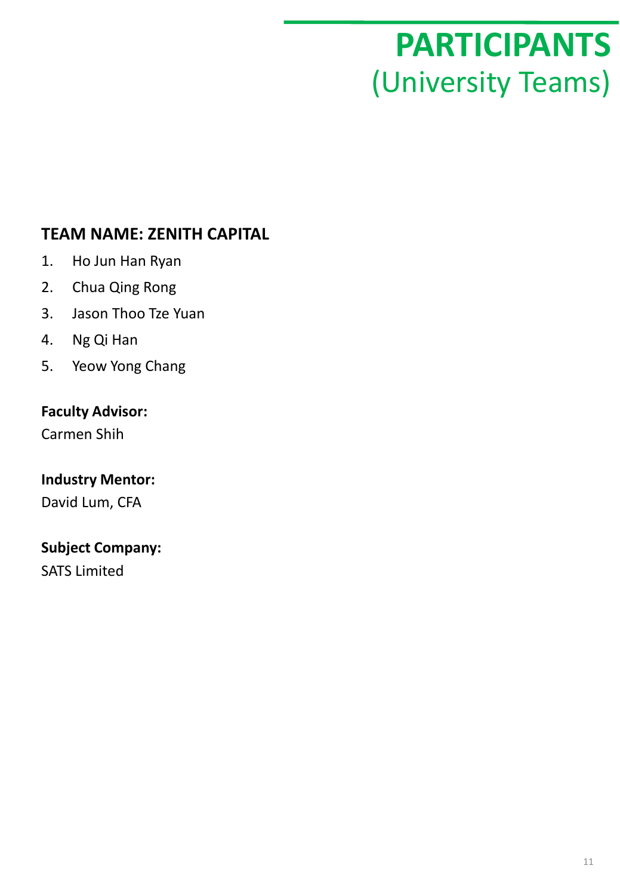# PARTICIPANTS
## (University Teams)

### TEAM NAME: ZENITH CAPITAL

1. Ho Jun Han Ryan
2. Chua Qing Rong
3. Jason Thoo Tze Yuan
4. Ng Qi Han
5. Yeow Yong Chang

**Faculty Advisor:**
Carmen Shih

**Industry Mentor:**
David Lum, CFA

**Subject Company:**
SATS Limited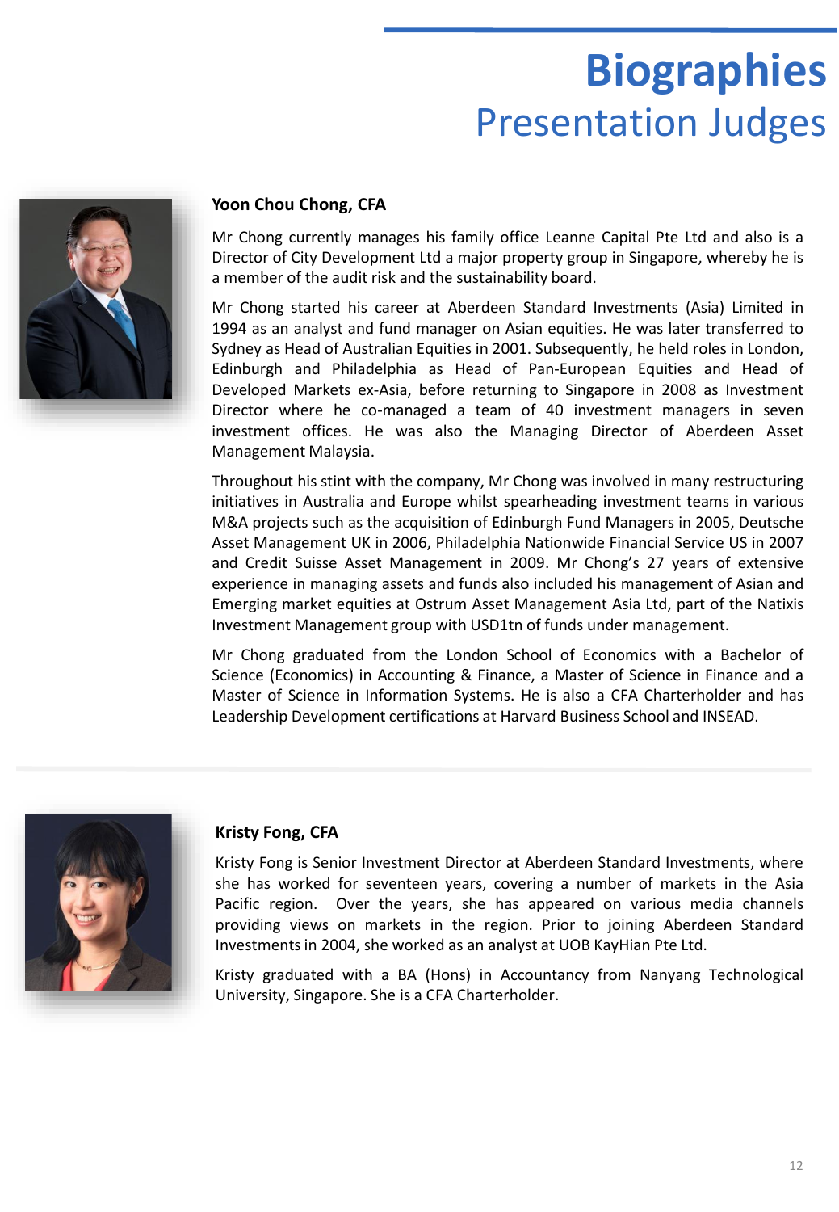# Biographies

## Presentation Judges

### Yoon Chou Chong, CFA

Mr Chong currently manages his family office Leanne Capital Pte Ltd and also is a Director of City Development Ltd a major property group in Singapore, whereby he is a member of the audit risk and the sustainability board.

Mr Chong started his career at Aberdeen Standard Investments (Asia) Limited in 1994 as an analyst and fund manager on Asian equities. He was later transferred to Sydney as Head of Australian Equities in 2001. Subsequently, he held roles in London, Edinburgh and Philadelphia as Head of Pan-European Equities and Head of Developed Markets ex-Asia, before returning to Singapore in 2008 as Investment Director where he co-managed a team of 40 investment managers in seven investment offices. He was also the Managing Director of Aberdeen Asset Management Malaysia.

Throughout his stint with the company, Mr Chong was involved in many restructuring initiatives in Australia and Europe whilst spearheading investment teams in various M&A projects such as the acquisition of Edinburgh Fund Managers in 2005, Deutsche Asset Management UK in 2006, Philadelphia Nationwide Financial Service US in 2007 and Credit Suisse Asset Management in 2009. Mr Chong's 27 years of extensive experience in managing assets and funds also included his management of Asian and Emerging market equities at Ostrum Asset Management Asia Ltd, part of the Natixis Investment Management group with USD1tn of funds under management.

Mr Chong graduated from the London School of Economics with a Bachelor of Science (Economics) in Accounting & Finance, a Master of Science in Finance and a Master of Science in Information Systems. He is also a CFA Charterholder and has Leadership Development certifications at Harvard Business School and INSEAD.

### Kristy Fong, CFA

Kristy Fong is Senior Investment Director at Aberdeen Standard Investments, where she has worked for seventeen years, covering a number of markets in the Asia Pacific region. Over the years, she has appeared on various media channels providing views on markets in the region. Prior to joining Aberdeen Standard Investments in 2004, she worked as an analyst at UOB KayHian Pte Ltd.

Kristy graduated with a BA (Hons) in Accountancy from Nanyang Technological University, Singapore. She is a CFA Charterholder.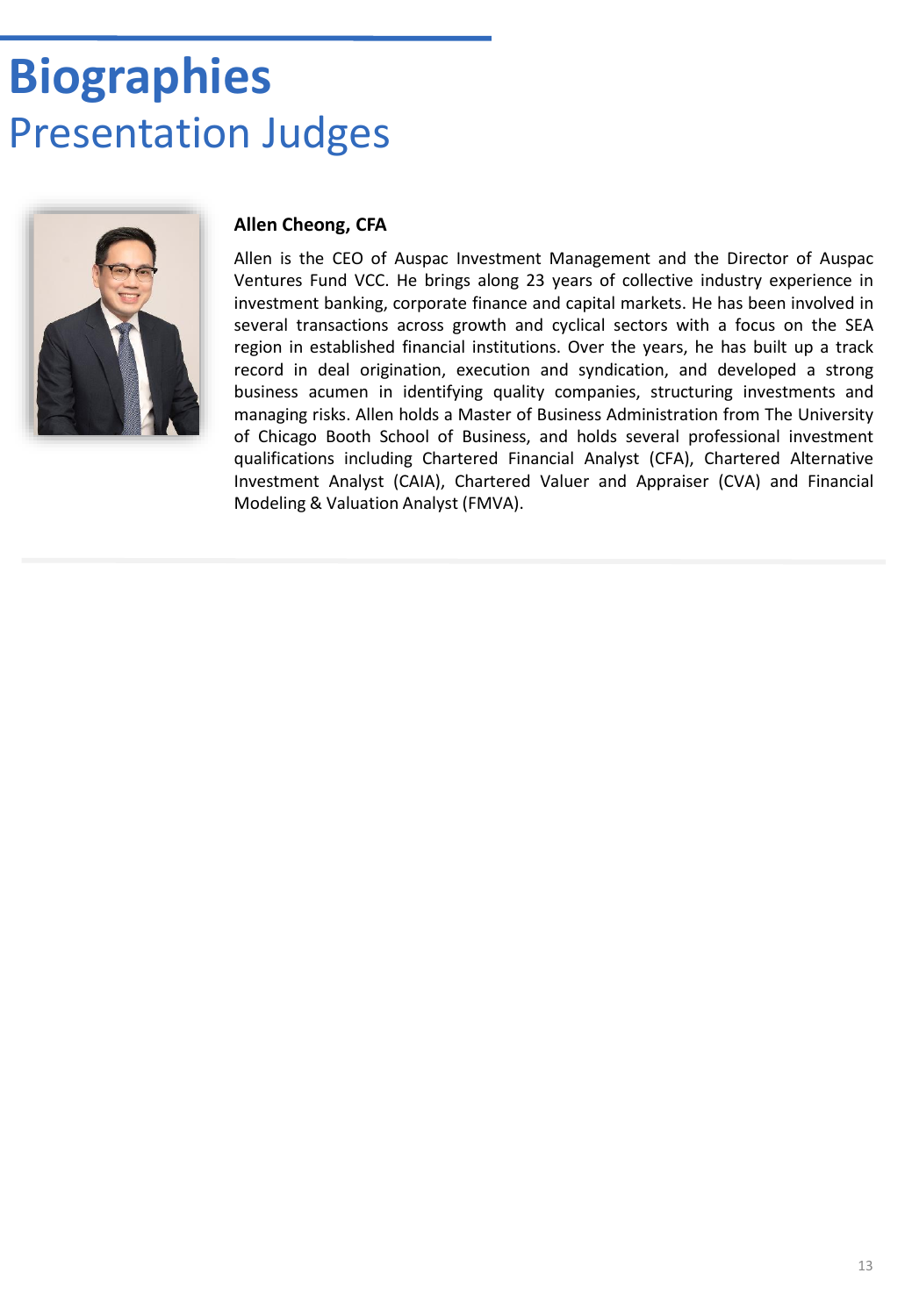# Biographies

## Presentation Judges

**Allen Cheong, CFA**

Allen is the CEO of Auspac Investment Management and the Director of Auspac Ventures Fund VCC. He brings along 23 years of collective industry experience in investment banking, corporate finance and capital markets. He has been involved in several transactions across growth and cyclical sectors with a focus on the SEA region in established financial institutions. Over the years, he has built up a track record in deal origination, execution and syndication, and developed a strong business acumen in identifying quality companies, structuring investments and managing risks. Allen holds a Master of Business Administration from The University of Chicago Booth School of Business, and holds several professional investment qualifications including Chartered Financial Analyst (CFA), Chartered Alternative Investment Analyst (CAIA), Chartered Valuer and Appraiser (CVA) and Financial Modeling & Valuation Analyst (FMVA).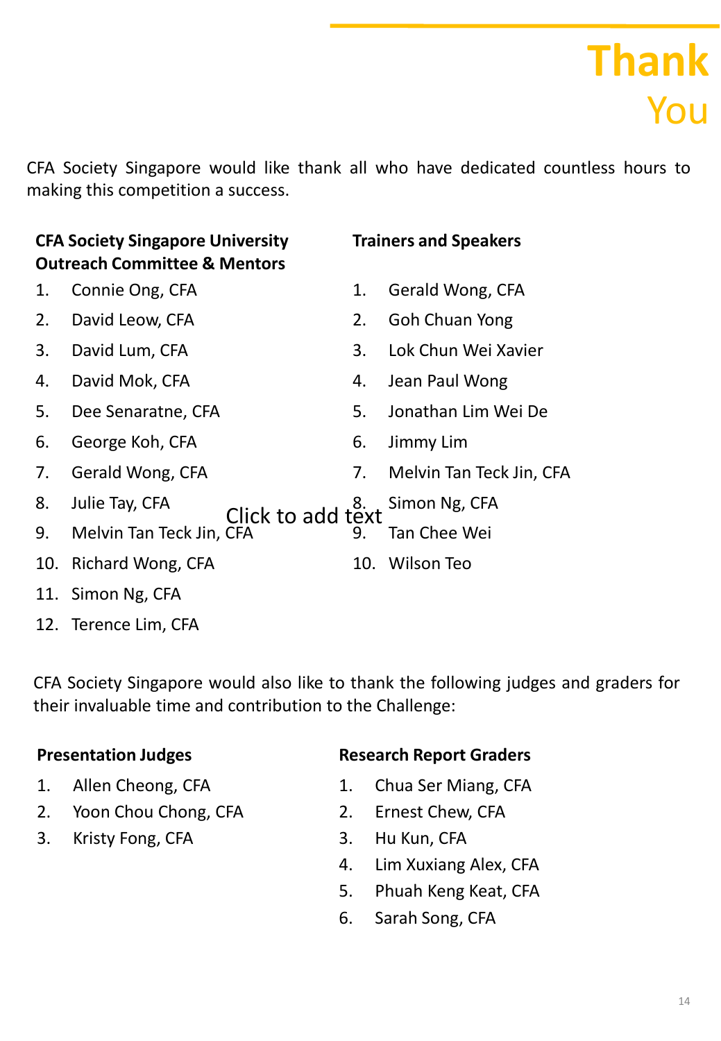# Thank You

CFA Society Singapore would like thank all who have dedicated countless hours to making this competition a success.

**CFA Society Singapore University Outreach Committee & Mentors**

1. Connie Ong, CFA
2. David Leow, CFA
3. David Lum, CFA
4. David Mok, CFA
5. Dee Senaratne, CFA
6. George Koh, CFA
7. Gerald Wong, CFA
8. Julie Tay, CFA
9. Melvin Tan Teck Jin, CFA
10. Richard Wong, CFA
11. Simon Ng, CFA
12. Terence Lim, CFA

**Trainers and Speakers**

1. Gerald Wong, CFA
2. Goh Chuan Yong
3. Lok Chun Wei Xavier
4. Jean Paul Wong
5. Jonathan Lim Wei De
6. Jimmy Lim
7. Melvin Tan Teck Jin, CFA
8. Simon Ng, CFA
9. Tan Chee Wei
10. Wilson Teo

CFA Society Singapore would also like to thank the following judges and graders for their invaluable time and contribution to the Challenge:

**Presentation Judges**

1. Allen Cheong, CFA
2. Yoon Chou Chong, CFA
3. Kristy Fong, CFA

**Research Report Graders**

1. Chua Ser Miang, CFA
2. Ernest Chew, CFA
3. Hu Kun, CFA
4. Lim Xuxiang Alex, CFA
5. Phuah Keng Keat, CFA
6. Sarah Song, CFA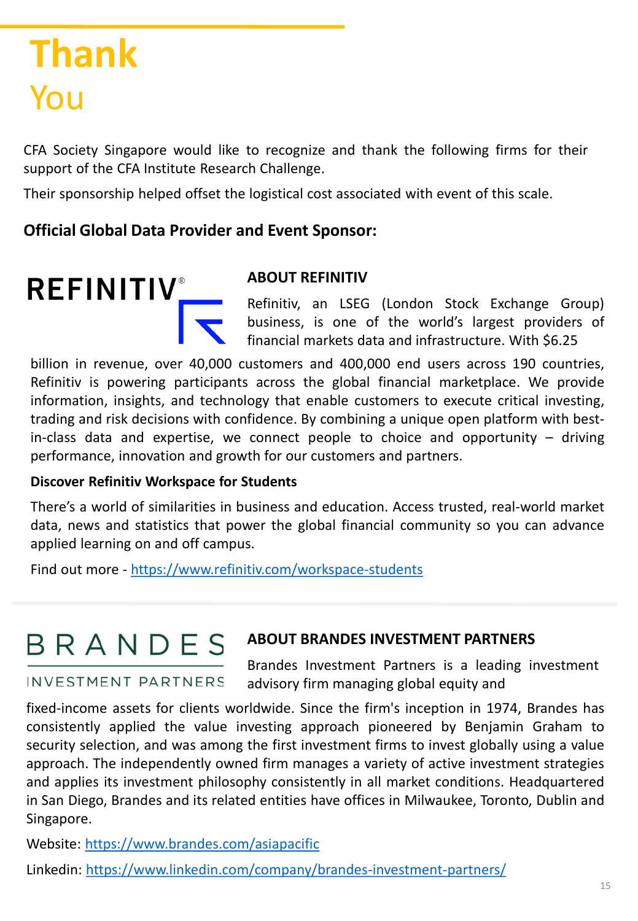# Thank You

CFA Society Singapore would like to recognize and thank the following firms for their support of the CFA Institute Research Challenge.

Their sponsorship helped offset the logistical cost associated with event of this scale.

## Official Global Data Provider and Event Sponsor:

REFINITIV®

### ABOUT REFINITIV

Refinitiv, an LSEG (London Stock Exchange Group) business, is one of the world's largest providers of financial markets data and infrastructure. With $6.25 billion in revenue, over 40,000 customers and 400,000 end users across 190 countries, Refinitiv is powering participants across the global financial marketplace. We provide information, insights, and technology that enable customers to execute critical investing, trading and risk decisions with confidence. By combining a unique open platform with best-in-class data and expertise, we connect people to choice and opportunity – driving performance, innovation and growth for our customers and partners.

**Discover Refinitiv Workspace for Students**

There's a world of similarities in business and education. Access trusted, real-world market data, news and statistics that power the global financial community so you can advance applied learning on and off campus.

Find out more - https://www.refinitiv.com/workspace-students

BRANDES INVESTMENT PARTNERS

### ABOUT BRANDES INVESTMENT PARTNERS

Brandes Investment Partners is a leading investment advisory firm managing global equity and fixed-income assets for clients worldwide. Since the firm's inception in 1974, Brandes has consistently applied the value investing approach pioneered by Benjamin Graham to security selection, and was among the first investment firms to invest globally using a value approach. The independently owned firm manages a variety of active investment strategies and applies its investment philosophy consistently in all market conditions. Headquartered in San Diego, Brandes and its related entities have offices in Milwaukee, Toronto, Dublin and Singapore.

Website: https://www.brandes.com/asiapacific

Linkedin: https://www.linkedin.com/company/brandes-investment-partners/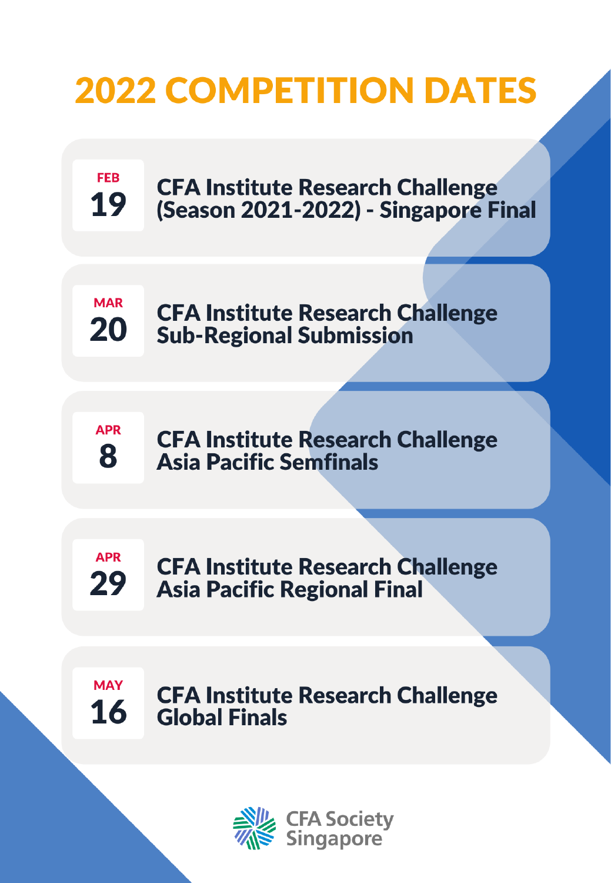# 2022 COMPETITION DATES

**FEB 19** — **CFA Institute Research Challenge (Season 2021-2022) - Singapore Final**

**MAR 20** — **CFA Institute Research Challenge Sub-Regional Submission**

**APR 8** — **CFA Institute Research Challenge Asia Pacific Semfinals**

**APR 29** — **CFA Institute Research Challenge Asia Pacific Regional Final**

**MAY 16** — **CFA Institute Research Challenge Global Finals**

CFA Society Singapore